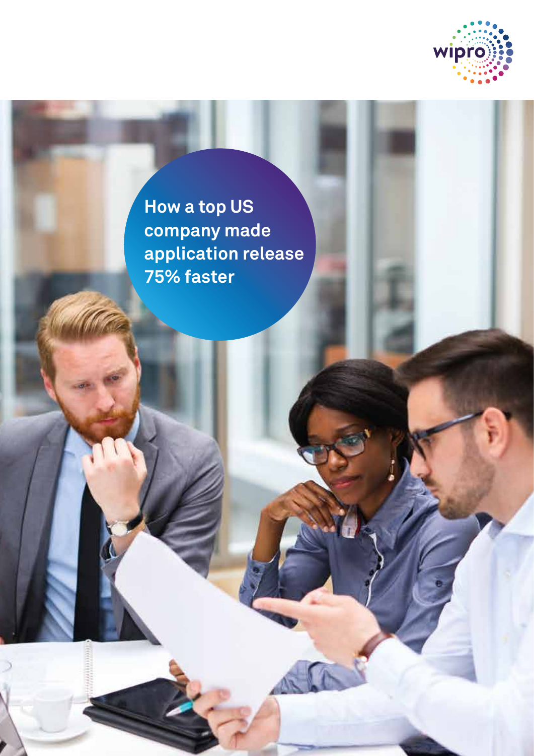# How a top US company made application release 75% faster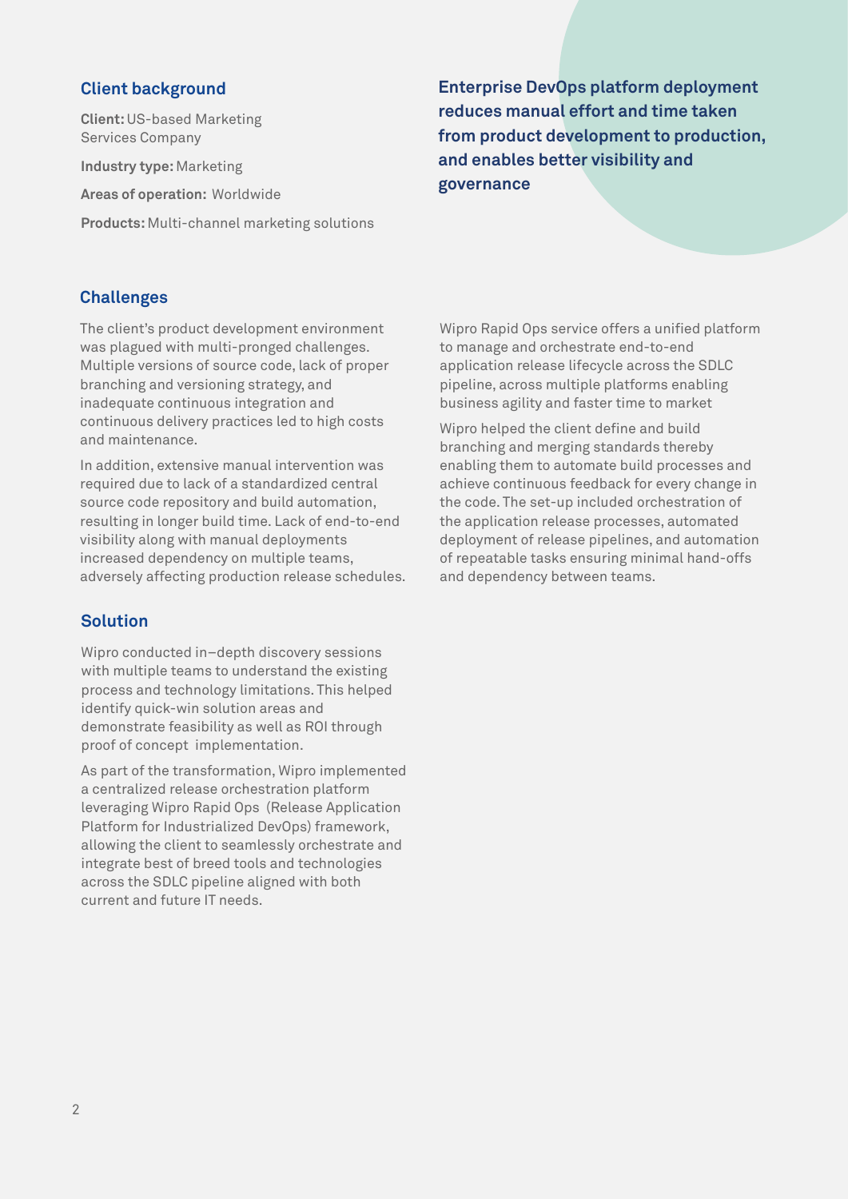## Client background

**Client:** US-based Marketing Services Company

**Industry type:** Marketing

**Areas of operation:** Worldwide

**Products:** Multi-channel marketing solutions

**Enterprise DevOps platform deployment reduces manual effort and time taken from product development to production, and enables better visibility and governance**

## Challenges

The client's product development environment was plagued with multi-pronged challenges. Multiple versions of source code, lack of proper branching and versioning strategy, and inadequate continuous integration and continuous delivery practices led to high costs and maintenance.

In addition, extensive manual intervention was required due to lack of a standardized central source code repository and build automation, resulting in longer build time. Lack of end-to-end visibility along with manual deployments increased dependency on multiple teams, adversely affecting production release schedules.

## Solution

Wipro conducted in–depth discovery sessions with multiple teams to understand the existing process and technology limitations. This helped identify quick-win solution areas and demonstrate feasibility as well as ROI through proof of concept implementation.

As part of the transformation, Wipro implemented a centralized release orchestration platform leveraging Wipro Rapid Ops (Release Application Platform for Industrialized DevOps) framework, allowing the client to seamlessly orchestrate and integrate best of breed tools and technologies across the SDLC pipeline aligned with both current and future IT needs.

Wipro Rapid Ops service offers a unified platform to manage and orchestrate end-to-end application release lifecycle across the SDLC pipeline, across multiple platforms enabling business agility and faster time to market

Wipro helped the client define and build branching and merging standards thereby enabling them to automate build processes and achieve continuous feedback for every change in the code. The set-up included orchestration of the application release processes, automated deployment of release pipelines, and automation of repeatable tasks ensuring minimal hand-offs and dependency between teams.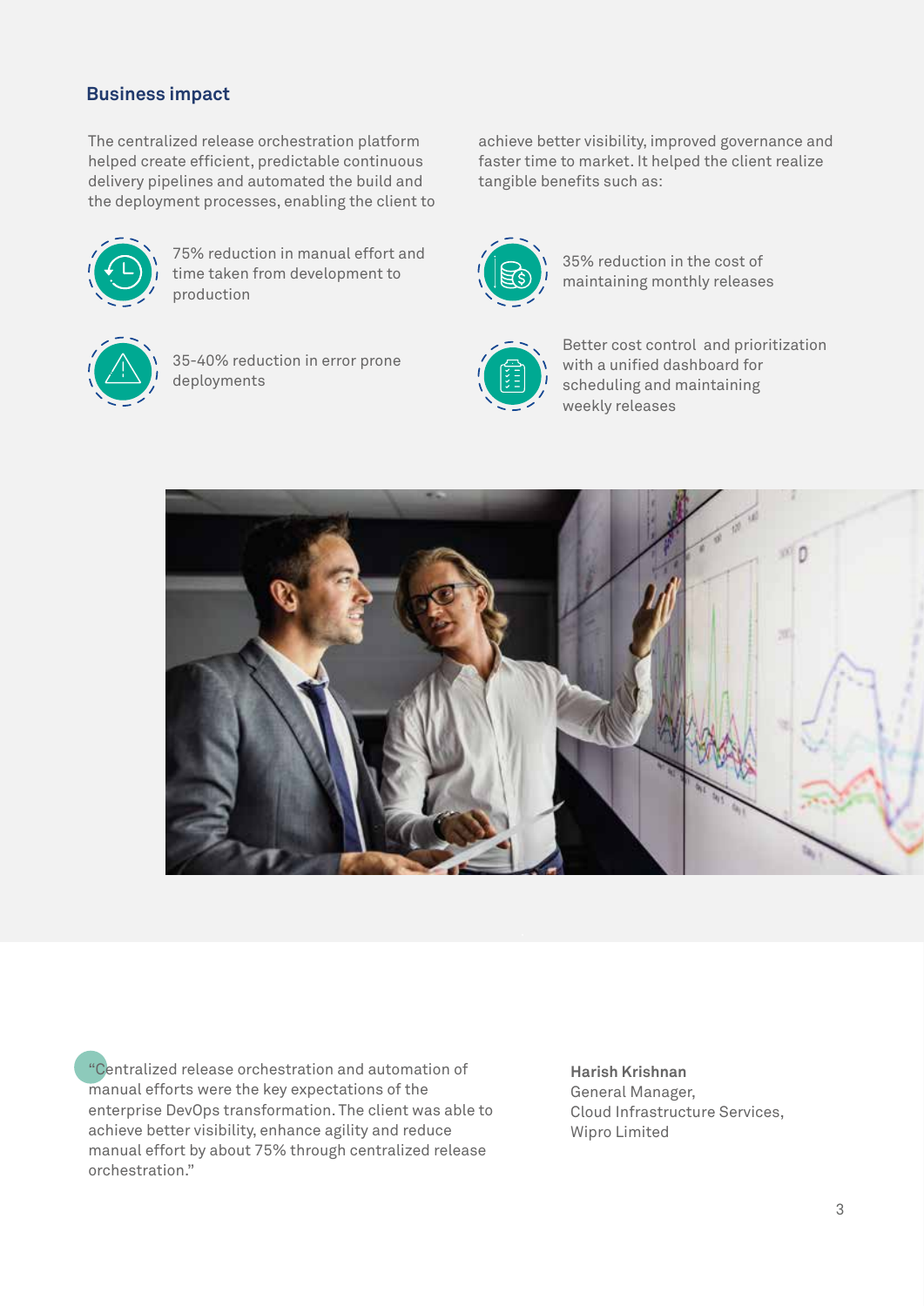## Business impact

The centralized release orchestration platform helped create efficient, predictable continuous delivery pipelines and automated the build and the deployment processes, enabling the client to achieve better visibility, improved governance and faster time to market. It helped the client realize tangible benefits such as:

- 75% reduction in manual effort and time taken from development to production
- 35% reduction in the cost of maintaining monthly releases
- 35-40% reduction in error prone deployments
- Better cost control and prioritization with a unified dashboard for scheduling and maintaining weekly releases

"Centralized release orchestration and automation of manual efforts were the key expectations of the enterprise DevOps transformation. The client was able to achieve better visibility, enhance agility and reduce manual effort by about 75% through centralized release orchestration."

**Harish Krishnan**
General Manager,
Cloud Infrastructure Services,
Wipro Limited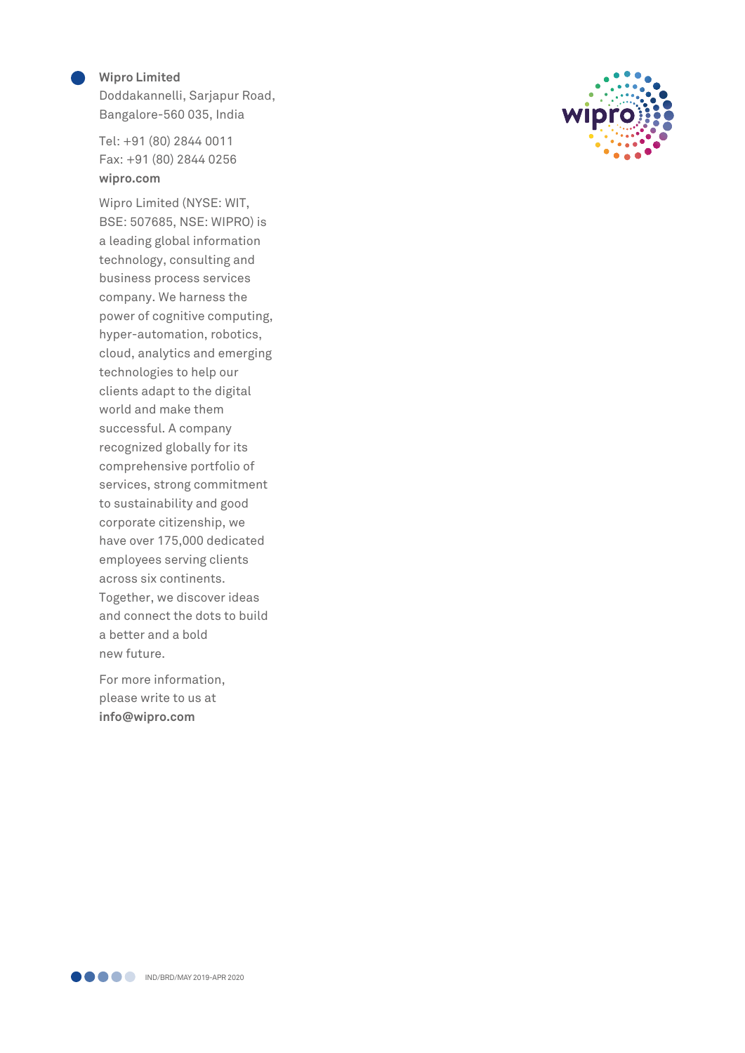**Wipro Limited**
Doddakannelli, Sarjapur Road,
Bangalore-560 035, India

Tel: +91 (80) 2844 0011
Fax: +91 (80) 2844 0256
**wipro.com**

Wipro Limited (NYSE: WIT, BSE: 507685, NSE: WIPRO) is a leading global information technology, consulting and business process services company. We harness the power of cognitive computing, hyper-automation, robotics, cloud, analytics and emerging technologies to help our clients adapt to the digital world and make them successful. A company recognized globally for its comprehensive portfolio of services, strong commitment to sustainability and good corporate citizenship, we have over 175,000 dedicated employees serving clients across six continents. Together, we discover ideas and connect the dots to build a better and a bold new future.

For more information, please write to us at **info@wipro.com**

IND/BRD/MAY 2019-APR 2020